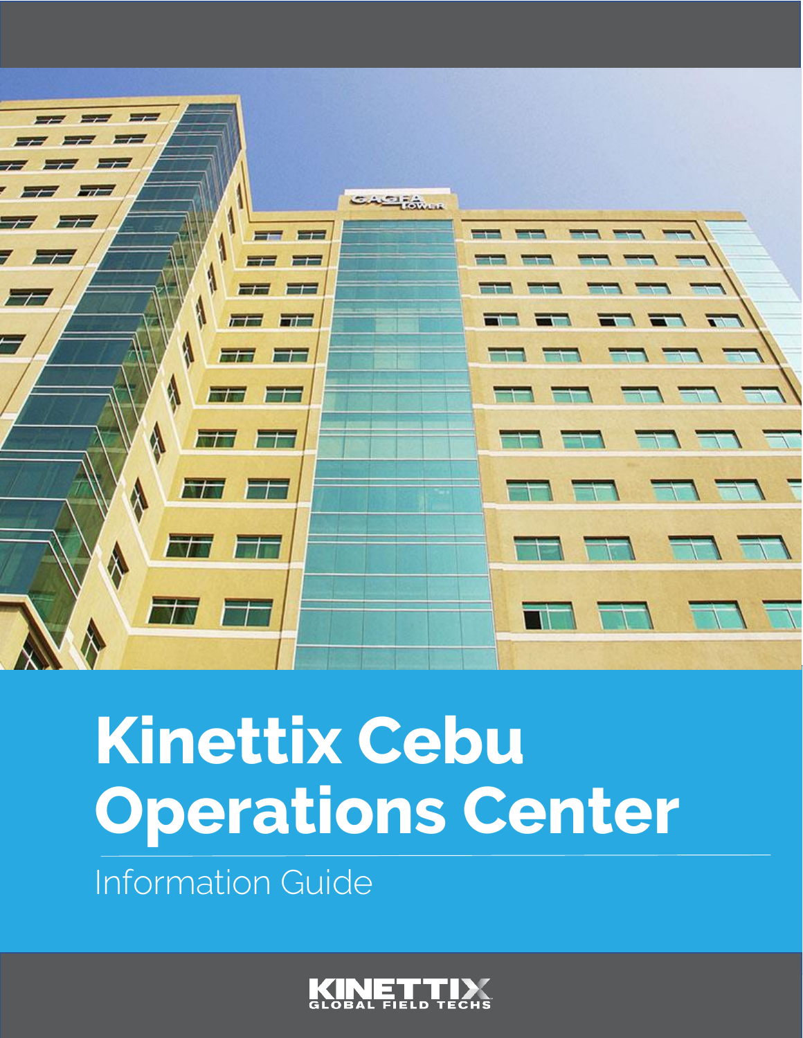# Kinettix Cebu Operations Center

Information Guide

KINETTIX GLOBAL FIELD TECHS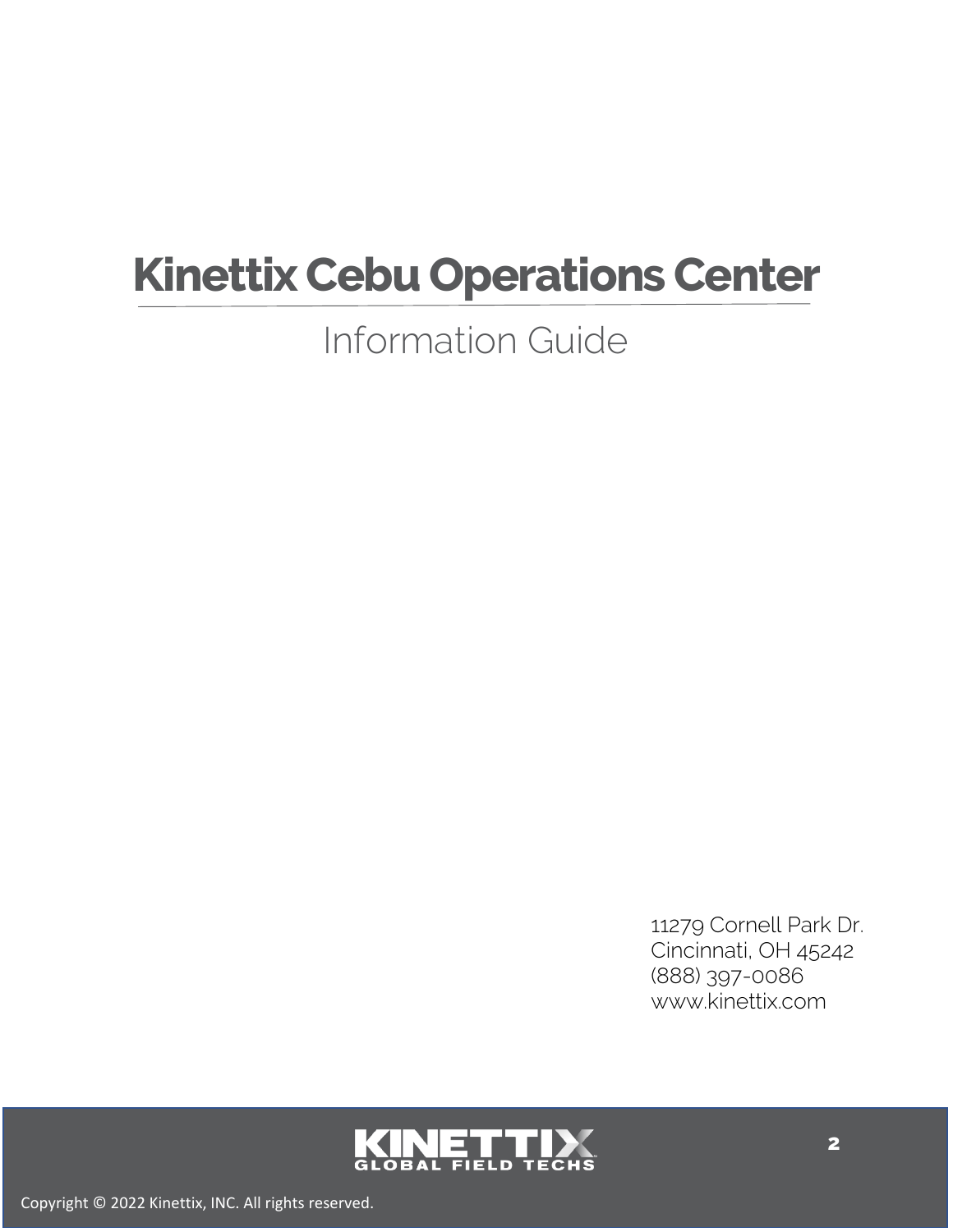# Kinettix Cebu Operations Center

## Information Guide

11279 Cornell Park Dr.
Cincinnati, OH 45242
(888) 397-0086
www.kinettix.com

Copyright © 2022 Kinettix, INC. All rights reserved.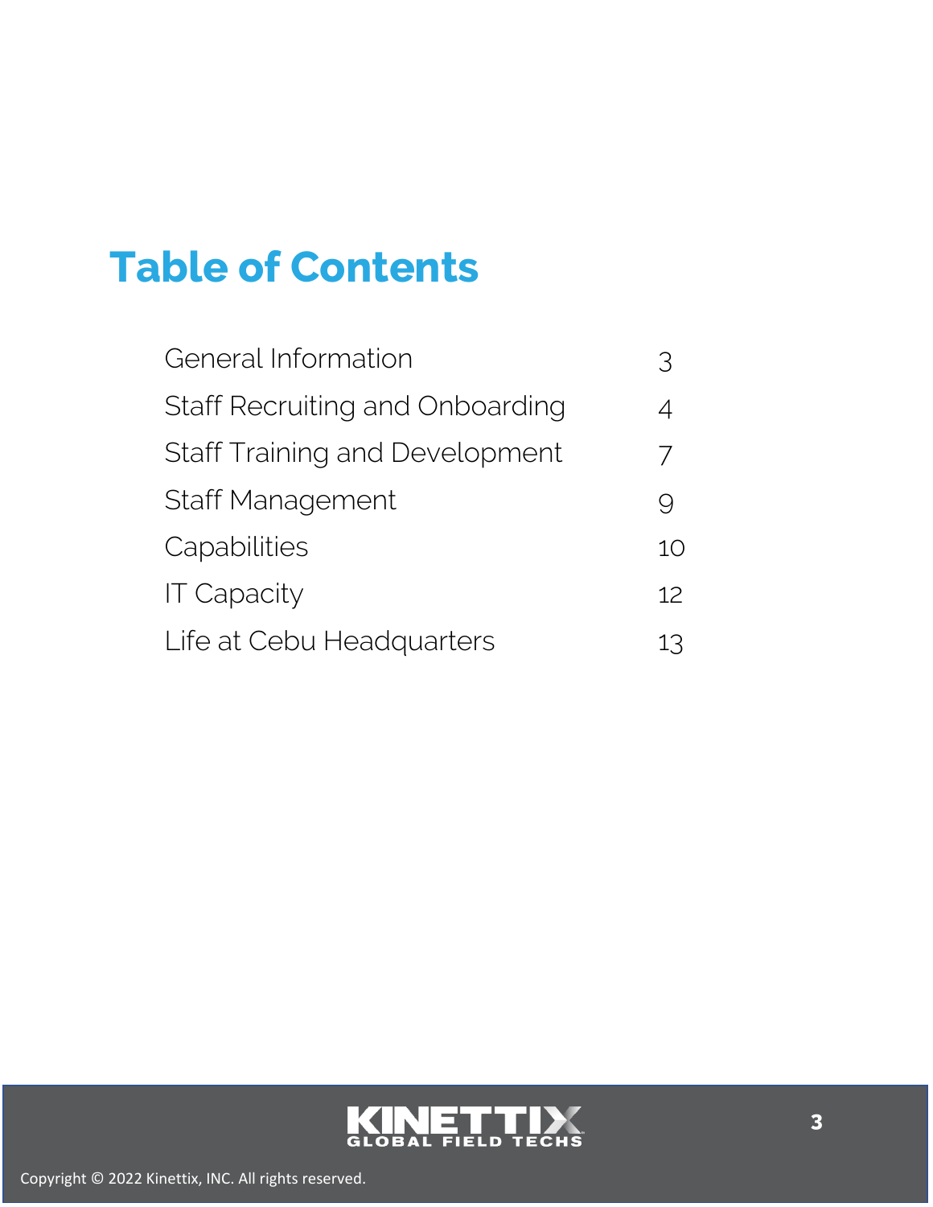# Table of Contents

| | |
|---|---|
| General Information | 3 |
| Staff Recruiting and Onboarding | 4 |
| Staff Training and Development | 7 |
| Staff Management | 9 |
| Capabilities | 10 |
| IT Capacity | 12 |
| Life at Cebu Headquarters | 13 |

KINETTIX GLOBAL FIELD TECHS

Copyright © 2022 Kinettix, INC. All rights reserved.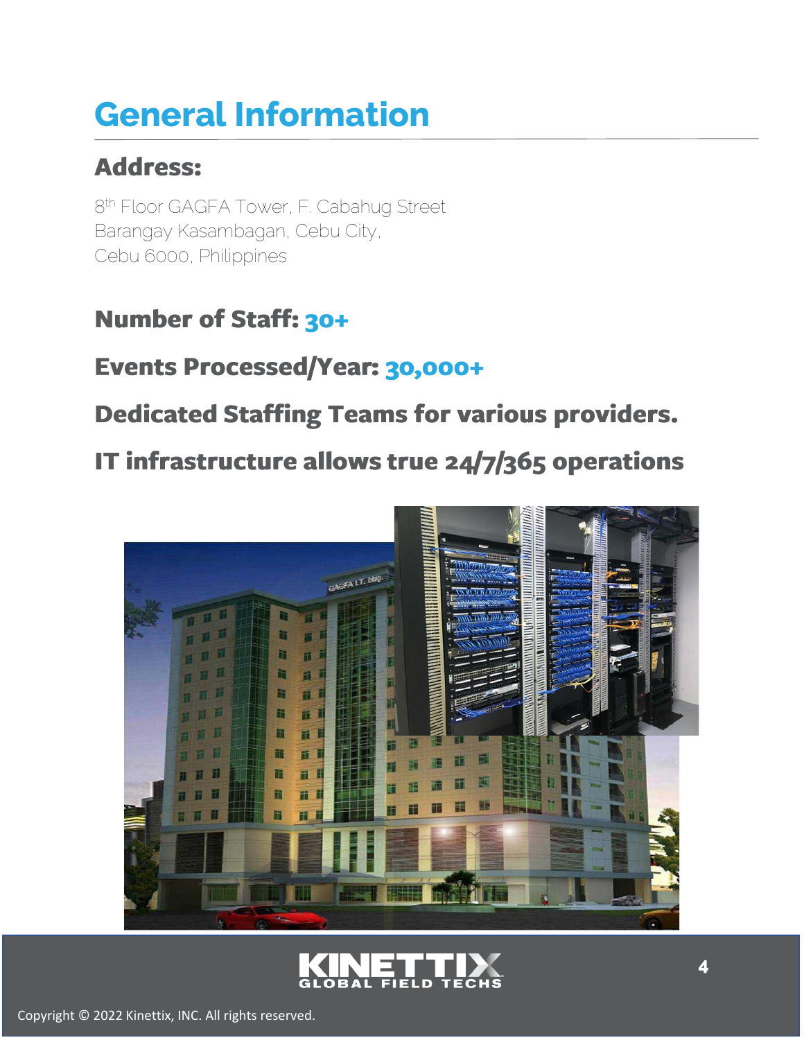# General Information

## Address:

8th Floor GAGFA Tower, F. Cabahug Street
Barangay Kasambagan, Cebu City,
Cebu 6000, Philippines

## Number of Staff: 30+

## Events Processed/Year: 30,000+

## Dedicated Staffing Teams for various providers.

## IT infrastructure allows true 24/7/365 operations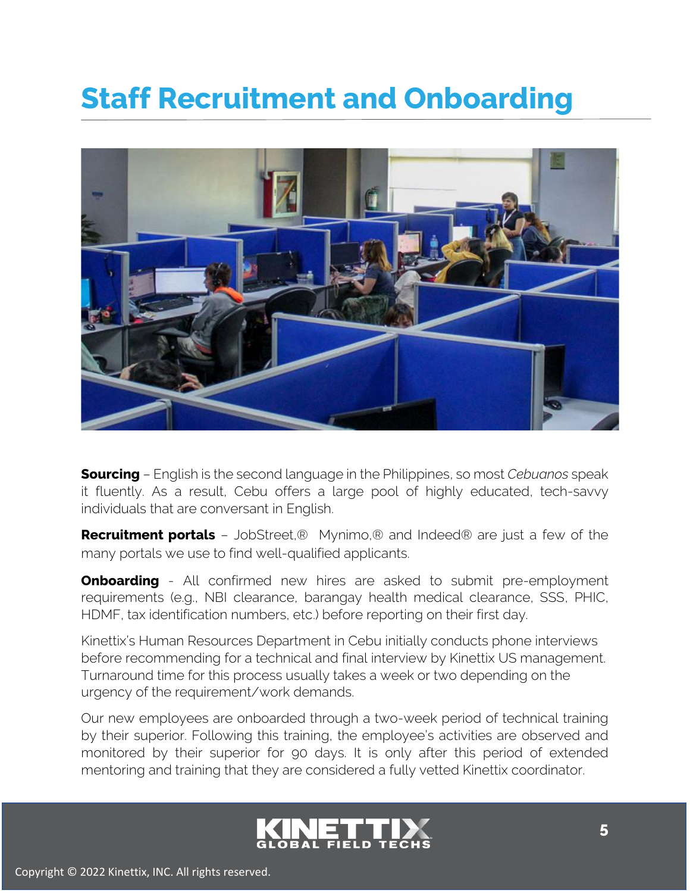# Staff Recruitment and Onboarding

**Sourcing** – English is the second language in the Philippines, so most *Cebuanos* speak it fluently. As a result, Cebu offers a large pool of highly educated, tech-savvy individuals that are conversant in English.

**Recruitment portals** – JobStreet,® Mynimo,® and Indeed® are just a few of the many portals we use to find well-qualified applicants.

**Onboarding** - All confirmed new hires are asked to submit pre-employment requirements (e.g., NBI clearance, barangay health medical clearance, SSS, PHIC, HDMF, tax identification numbers, etc.) before reporting on their first day.

Kinettix's Human Resources Department in Cebu initially conducts phone interviews before recommending for a technical and final interview by Kinettix US management. Turnaround time for this process usually takes a week or two depending on the urgency of the requirement/work demands.

Our new employees are onboarded through a two-week period of technical training by their superior. Following this training, the employee's activities are observed and monitored by their superior for 90 days. It is only after this period of extended mentoring and training that they are considered a fully vetted Kinettix coordinator.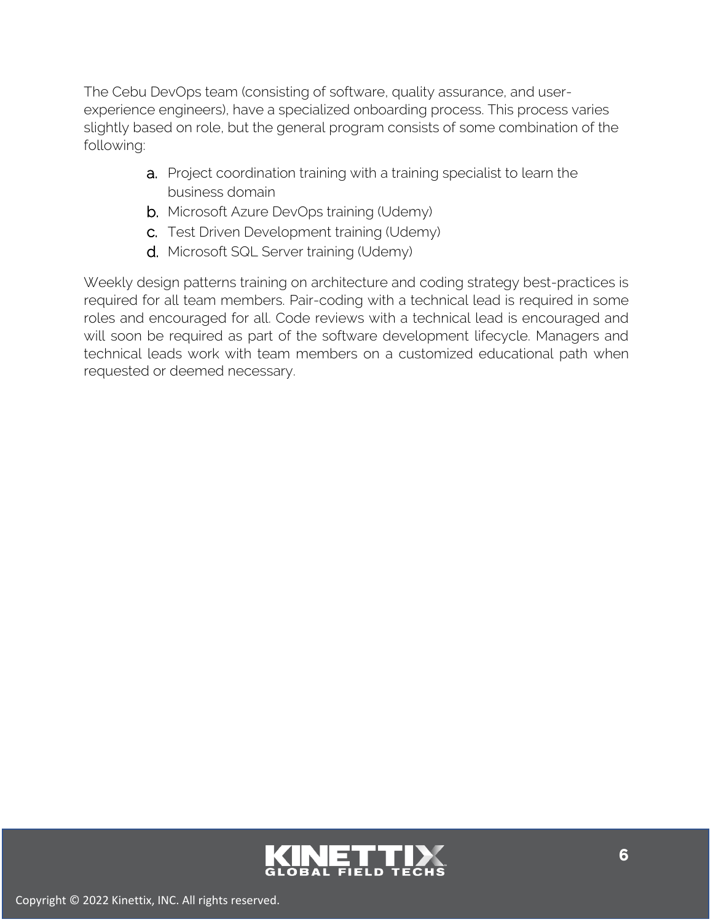The Cebu DevOps team (consisting of software, quality assurance, and user-experience engineers), have a specialized onboarding process. This process varies slightly based on role, but the general program consists of some combination of the following:

a. Project coordination training with a training specialist to learn the business domain
b. Microsoft Azure DevOps training (Udemy)
c. Test Driven Development training (Udemy)
d. Microsoft SQL Server training (Udemy)

Weekly design patterns training on architecture and coding strategy best-practices is required for all team members. Pair-coding with a technical lead is required in some roles and encouraged for all. Code reviews with a technical lead is encouraged and will soon be required as part of the software development lifecycle. Managers and technical leads work with team members on a customized educational path when requested or deemed necessary.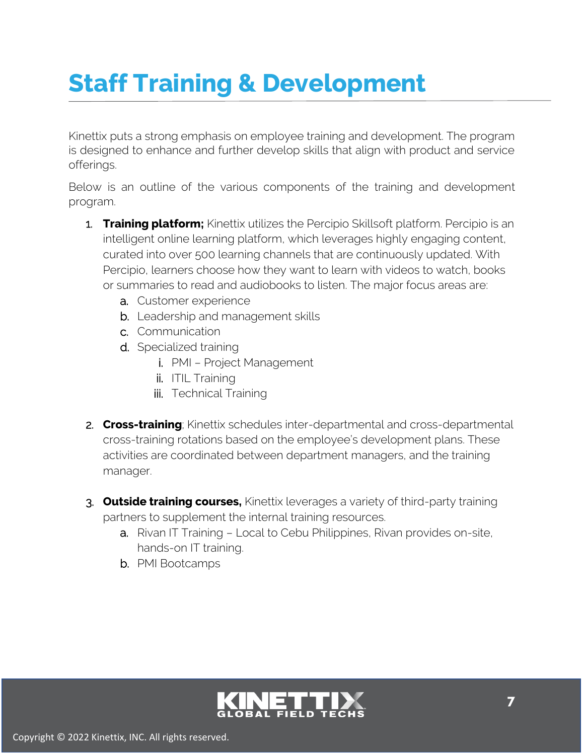# Staff Training & Development

Kinettix puts a strong emphasis on employee training and development. The program is designed to enhance and further develop skills that align with product and service offerings.

Below is an outline of the various components of the training and development program.

1. **Training platform;** Kinettix utilizes the Percipio Skillsoft platform. Percipio is an intelligent online learning platform, which leverages highly engaging content, curated into over 500 learning channels that are continuously updated. With Percipio, learners choose how they want to learn with videos to watch, books or summaries to read and audiobooks to listen. The major focus areas are:
   a. Customer experience
   b. Leadership and management skills
   c. Communication
   d. Specialized training
      i. PMI – Project Management
      ii. ITIL Training
      iii. Technical Training

2. **Cross-training**; Kinettix schedules inter-departmental and cross-departmental cross-training rotations based on the employee's development plans. These activities are coordinated between department managers, and the training manager.

3. **Outside training courses,** Kinettix leverages a variety of third-party training partners to supplement the internal training resources.
   a. Rivan IT Training – Local to Cebu Philippines, Rivan provides on-site, hands-on IT training.
   b. PMI Bootcamps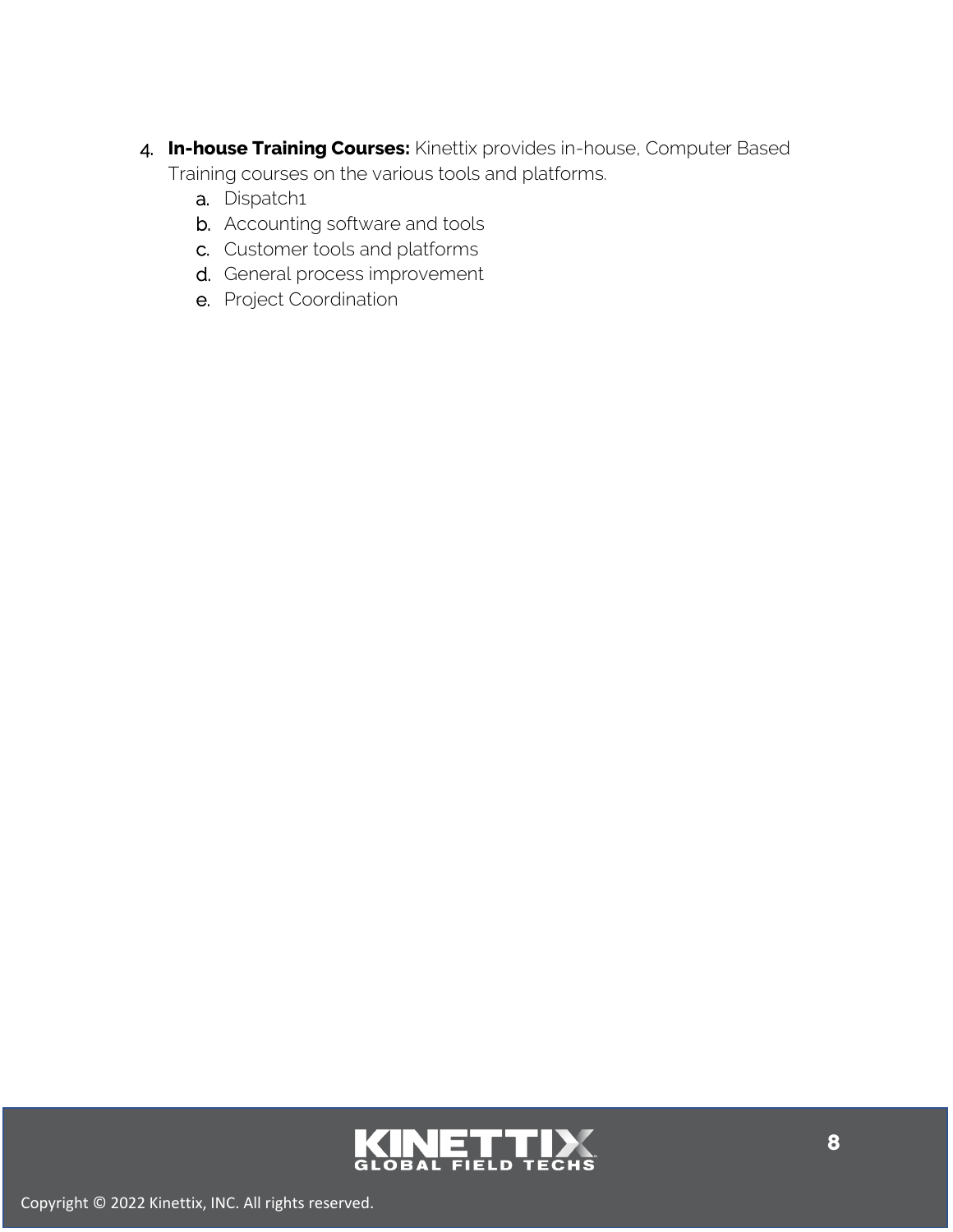4. **In-house Training Courses:** Kinettix provides in-house, Computer Based Training courses on the various tools and platforms.
    a. Dispatch1
    b. Accounting software and tools
    c. Customer tools and platforms
    d. General process improvement
    e. Project Coordination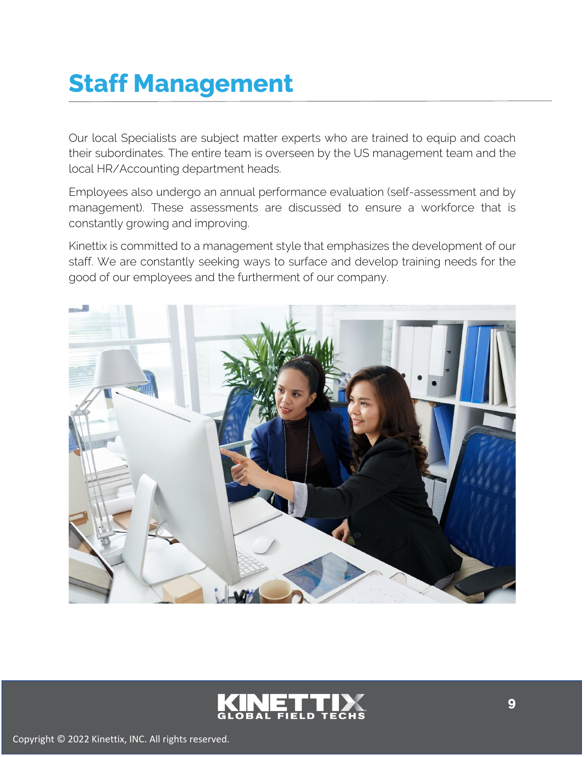# Staff Management

Our local Specialists are subject matter experts who are trained to equip and coach their subordinates. The entire team is overseen by the US management team and the local HR/Accounting department heads.

Employees also undergo an annual performance evaluation (self-assessment and by management). These assessments are discussed to ensure a workforce that is constantly growing and improving.

Kinettix is committed to a management style that emphasizes the development of our staff. We are constantly seeking ways to surface and develop training needs for the good of our employees and the furtherment of our company.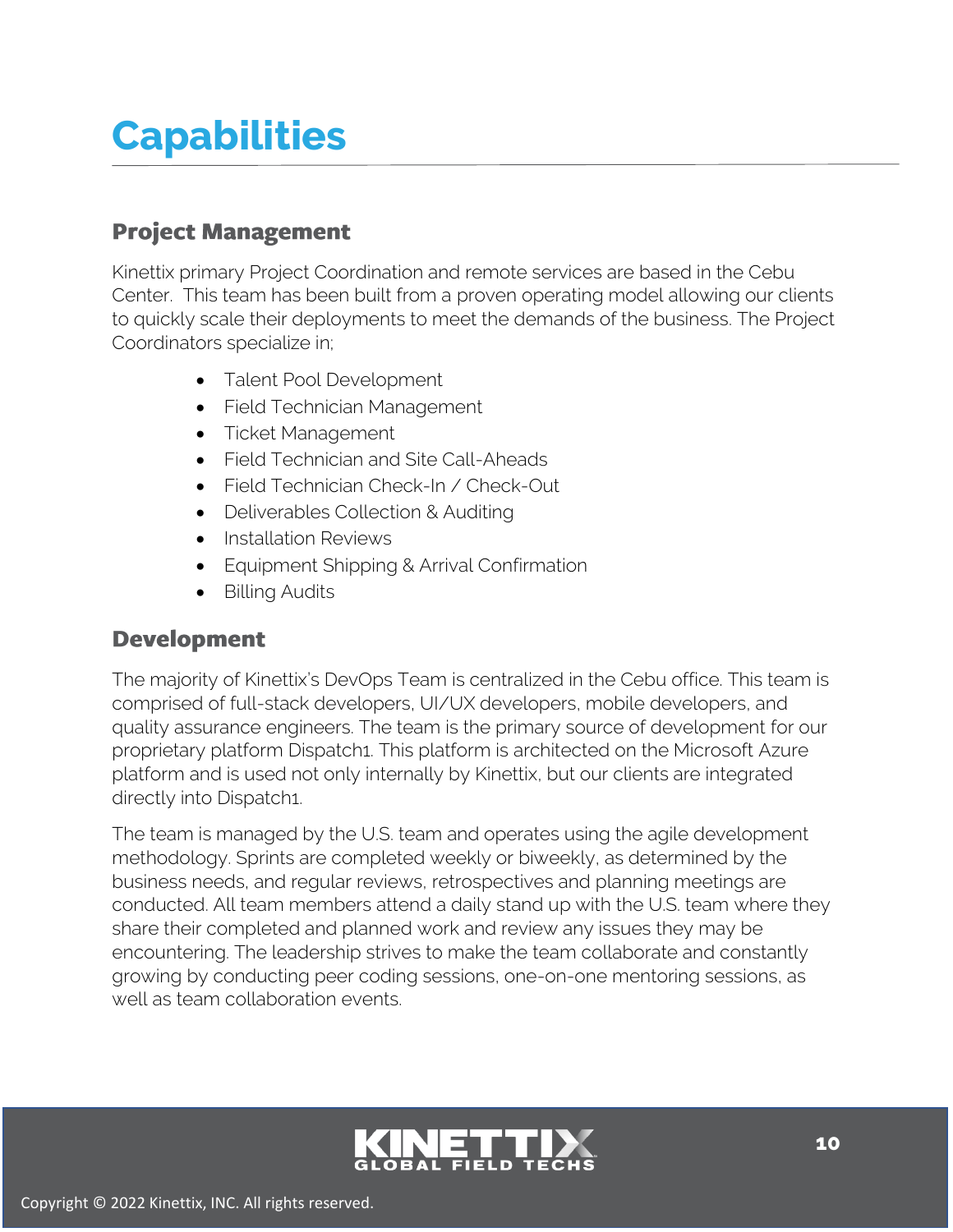# Capabilities

## Project Management

Kinettix primary Project Coordination and remote services are based in the Cebu Center. This team has been built from a proven operating model allowing our clients to quickly scale their deployments to meet the demands of the business. The Project Coordinators specialize in;

- Talent Pool Development
- Field Technician Management
- Ticket Management
- Field Technician and Site Call-Aheads
- Field Technician Check-In / Check-Out
- Deliverables Collection & Auditing
- Installation Reviews
- Equipment Shipping & Arrival Confirmation
- Billing Audits

## Development

The majority of Kinettix's DevOps Team is centralized in the Cebu office. This team is comprised of full-stack developers, UI/UX developers, mobile developers, and quality assurance engineers. The team is the primary source of development for our proprietary platform Dispatch1. This platform is architected on the Microsoft Azure platform and is used not only internally by Kinettix, but our clients are integrated directly into Dispatch1.

The team is managed by the U.S. team and operates using the agile development methodology. Sprints are completed weekly or biweekly, as determined by the business needs, and regular reviews, retrospectives and planning meetings are conducted. All team members attend a daily stand up with the U.S. team where they share their completed and planned work and review any issues they may be encountering. The leadership strives to make the team collaborate and constantly growing by conducting peer coding sessions, one-on-one mentoring sessions, as well as team collaboration events.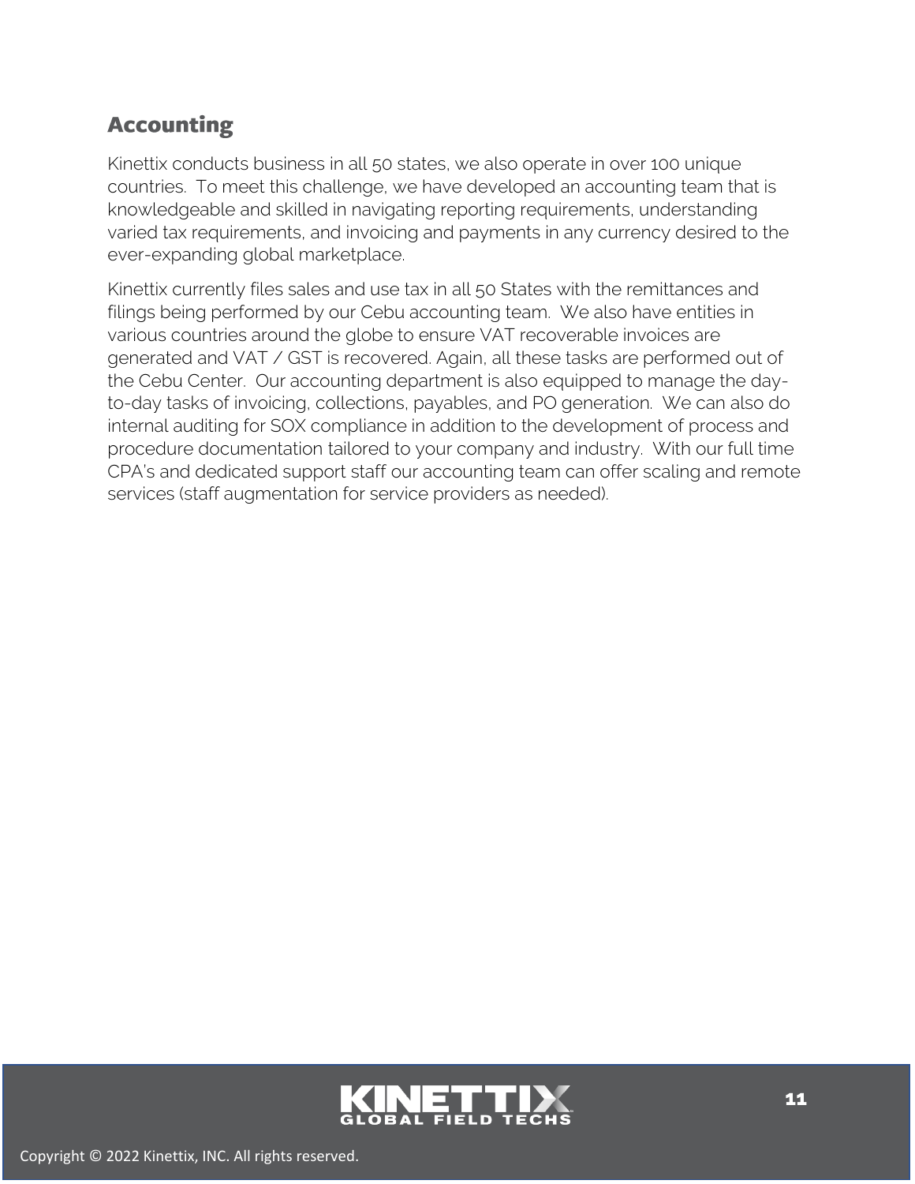## Accounting

Kinettix conducts business in all 50 states, we also operate in over 100 unique countries.  To meet this challenge, we have developed an accounting team that is knowledgeable and skilled in navigating reporting requirements, understanding varied tax requirements, and invoicing and payments in any currency desired to the ever-expanding global marketplace.

Kinettix currently files sales and use tax in all 50 States with the remittances and filings being performed by our Cebu accounting team.  We also have entities in various countries around the globe to ensure VAT recoverable invoices are generated and VAT / GST is recovered. Again, all these tasks are performed out of the Cebu Center.  Our accounting department is also equipped to manage the day-to-day tasks of invoicing, collections, payables, and PO generation.  We can also do internal auditing for SOX compliance in addition to the development of process and procedure documentation tailored to your company and industry.  With our full time CPA's and dedicated support staff our accounting team can offer scaling and remote services (staff augmentation for service providers as needed).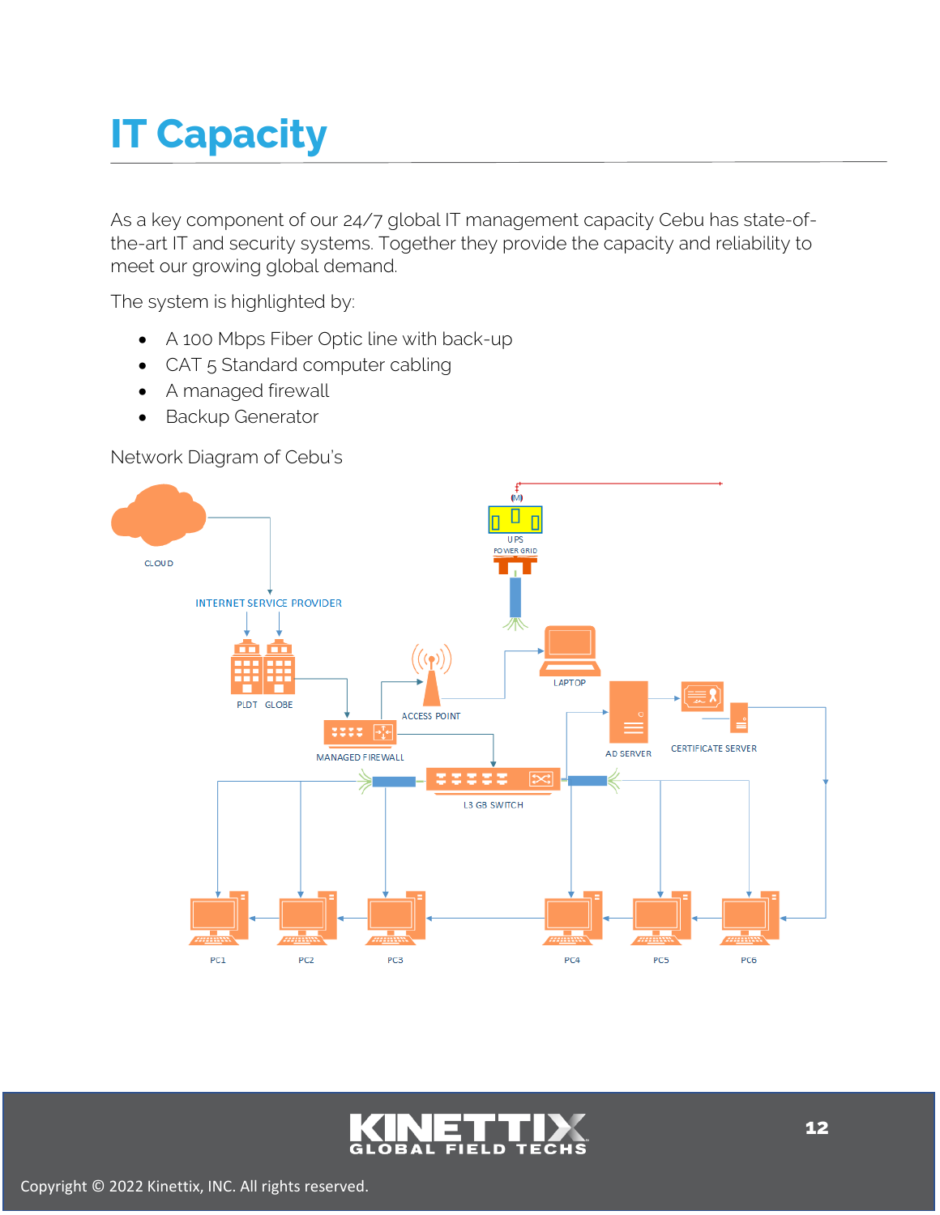# IT Capacity

As a key component of our 24/7 global IT management capacity Cebu has state-of-the-art IT and security systems. Together they provide the capacity and reliability to meet our growing global demand.

The system is highlighted by:

- A 100 Mbps Fiber Optic line with back-up
- CAT 5 Standard computer cabling
- A managed firewall
- Backup Generator

Network Diagram of Cebu's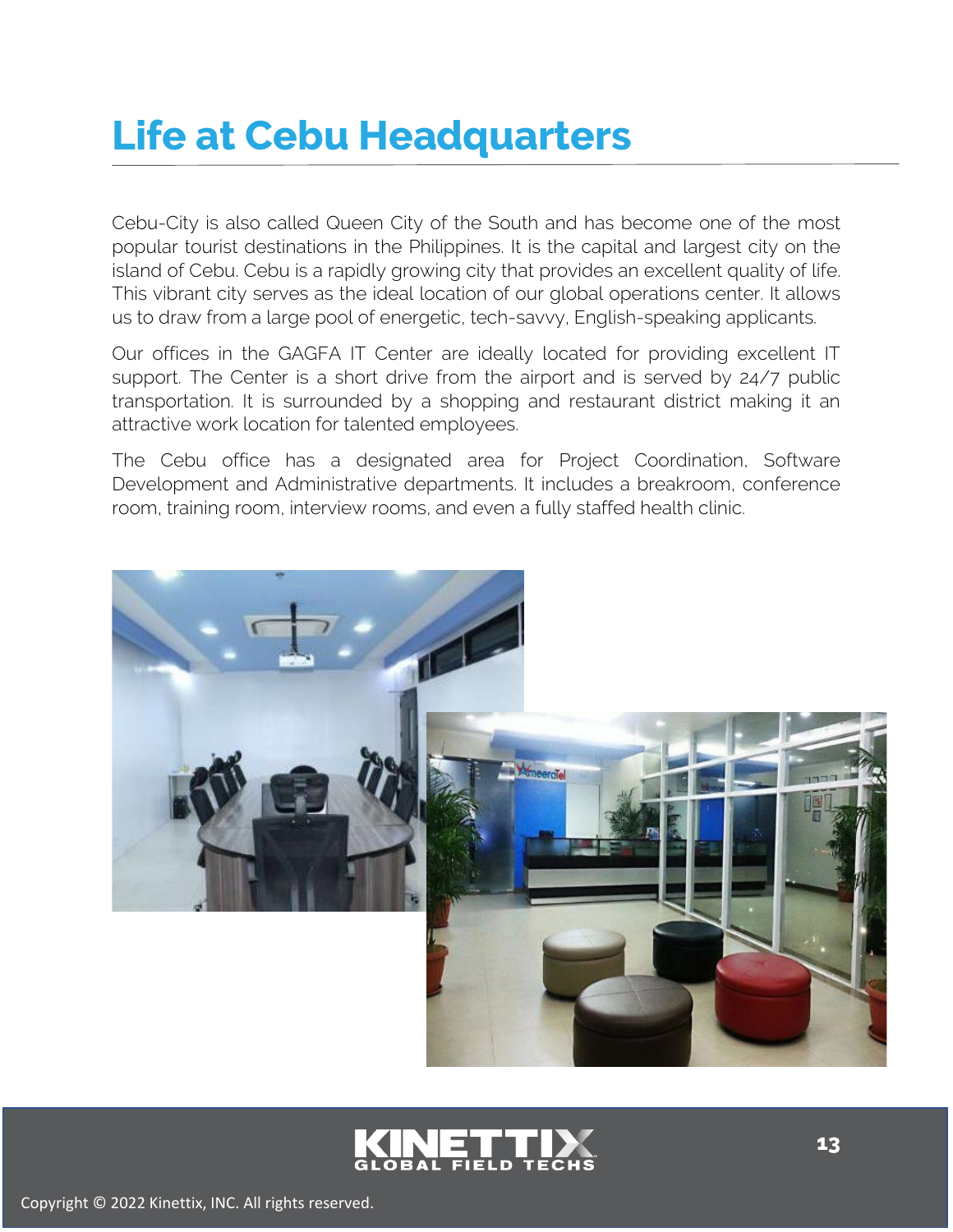# Life at Cebu Headquarters

Cebu-City is also called Queen City of the South and has become one of the most popular tourist destinations in the Philippines. It is the capital and largest city on the island of Cebu. Cebu is a rapidly growing city that provides an excellent quality of life. This vibrant city serves as the ideal location of our global operations center. It allows us to draw from a large pool of energetic, tech-savvy, English-speaking applicants.

Our offices in the GAGFA IT Center are ideally located for providing excellent IT support. The Center is a short drive from the airport and is served by 24/7 public transportation. It is surrounded by a shopping and restaurant district making it an attractive work location for talented employees.

The Cebu office has a designated area for Project Coordination, Software Development and Administrative departments. It includes a breakroom, conference room, training room, interview rooms, and even a fully staffed health clinic.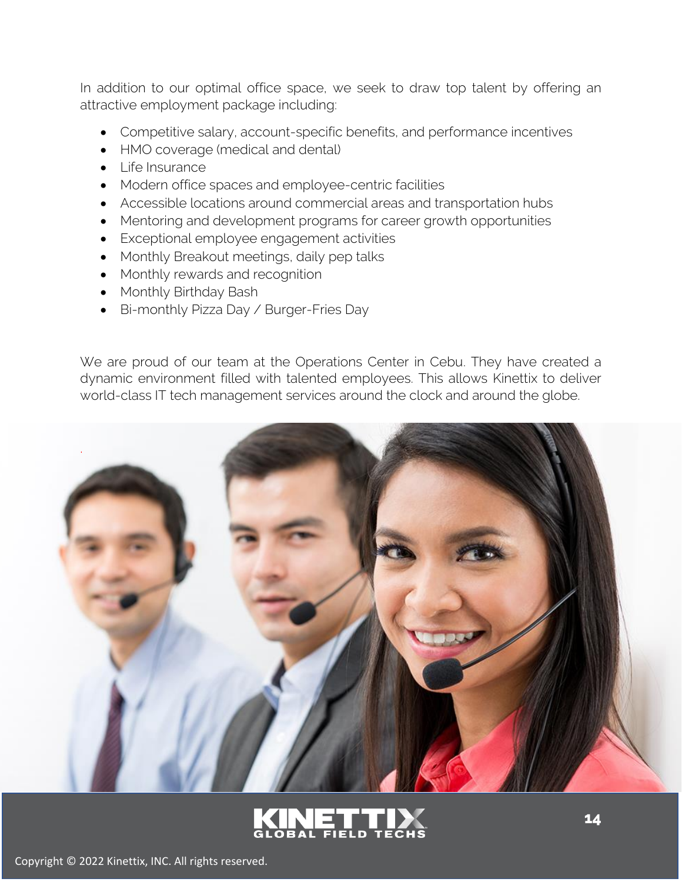In addition to our optimal office space, we seek to draw top talent by offering an attractive employment package including:

- Competitive salary, account-specific benefits, and performance incentives
- HMO coverage (medical and dental)
- Life Insurance
- Modern office spaces and employee-centric facilities
- Accessible locations around commercial areas and transportation hubs
- Mentoring and development programs for career growth opportunities
- Exceptional employee engagement activities
- Monthly Breakout meetings, daily pep talks
- Monthly rewards and recognition
- Monthly Birthday Bash
- Bi-monthly Pizza Day / Burger-Fries Day

We are proud of our team at the Operations Center in Cebu. They have created a dynamic environment filled with talented employees. This allows Kinettix to deliver world-class IT tech management services around the clock and around the globe.

Copyright © 2022 Kinettix, INC. All rights reserved.